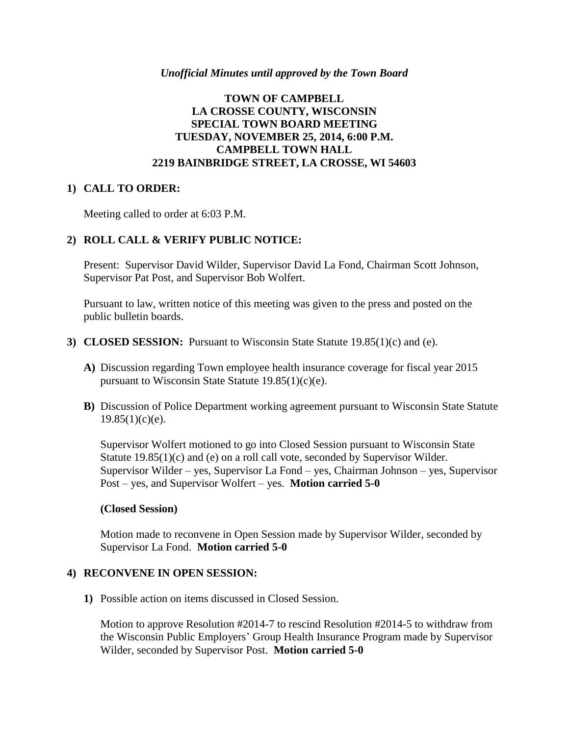*Unofficial Minutes until approved by the Town Board*

# TOWN OF CAMPBELL
# LA CROSSE COUNTY, WISCONSIN
# SPECIAL TOWN BOARD MEETING
# TUESDAY, NOVEMBER 25, 2014, 6:00 P.M.
# CAMPBELL TOWN HALL
# 2219 BAINBRIDGE STREET, LA CROSSE, WI 54603

## 1) CALL TO ORDER:

Meeting called to order at 6:03 P.M.

## 2) ROLL CALL & VERIFY PUBLIC NOTICE:

Present: Supervisor David Wilder, Supervisor David La Fond, Chairman Scott Johnson, Supervisor Pat Post, and Supervisor Bob Wolfert.

Pursuant to law, written notice of this meeting was given to the press and posted on the public bulletin boards.

## 3) CLOSED SESSION: Pursuant to Wisconsin State Statute 19.85(1)(c) and (e).

**A)** Discussion regarding Town employee health insurance coverage for fiscal year 2015 pursuant to Wisconsin State Statute 19.85(1)(c)(e).

**B)** Discussion of Police Department working agreement pursuant to Wisconsin State Statute 19.85(1)(c)(e).

Supervisor Wolfert motioned to go into Closed Session pursuant to Wisconsin State Statute 19.85(1)(c) and (e) on a roll call vote, seconded by Supervisor Wilder. Supervisor Wilder – yes, Supervisor La Fond – yes, Chairman Johnson – yes, Supervisor Post – yes, and Supervisor Wolfert – yes. **Motion carried 5-0**

**(Closed Session)**

Motion made to reconvene in Open Session made by Supervisor Wilder, seconded by Supervisor La Fond. **Motion carried 5-0**

## 4) RECONVENE IN OPEN SESSION:

**1)** Possible action on items discussed in Closed Session.

Motion to approve Resolution #2014-7 to rescind Resolution #2014-5 to withdraw from the Wisconsin Public Employers' Group Health Insurance Program made by Supervisor Wilder, seconded by Supervisor Post. **Motion carried 5-0**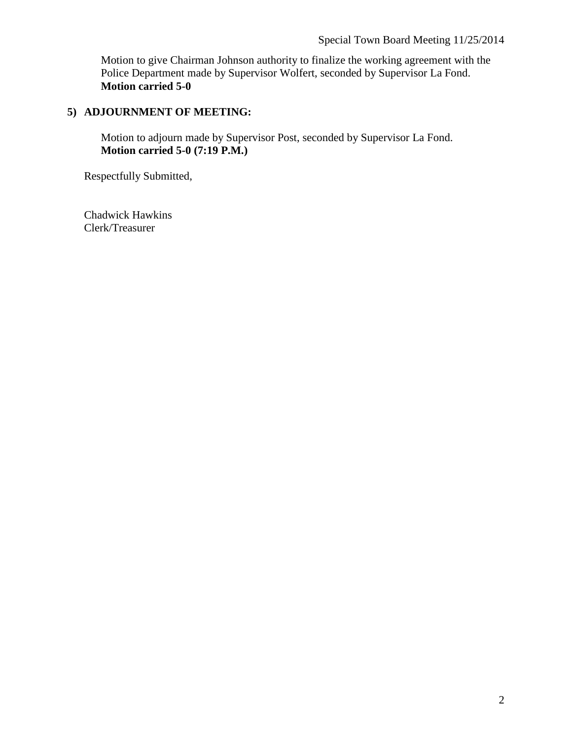Motion to give Chairman Johnson authority to finalize the working agreement with the Police Department made by Supervisor Wolfert, seconded by Supervisor La Fond.
**Motion carried 5-0**

## 5) ADJOURNMENT OF MEETING:

Motion to adjourn made by Supervisor Post, seconded by Supervisor La Fond.
**Motion carried 5-0 (7:19 P.M.)**

Respectfully Submitted,

Chadwick Hawkins
Clerk/Treasurer